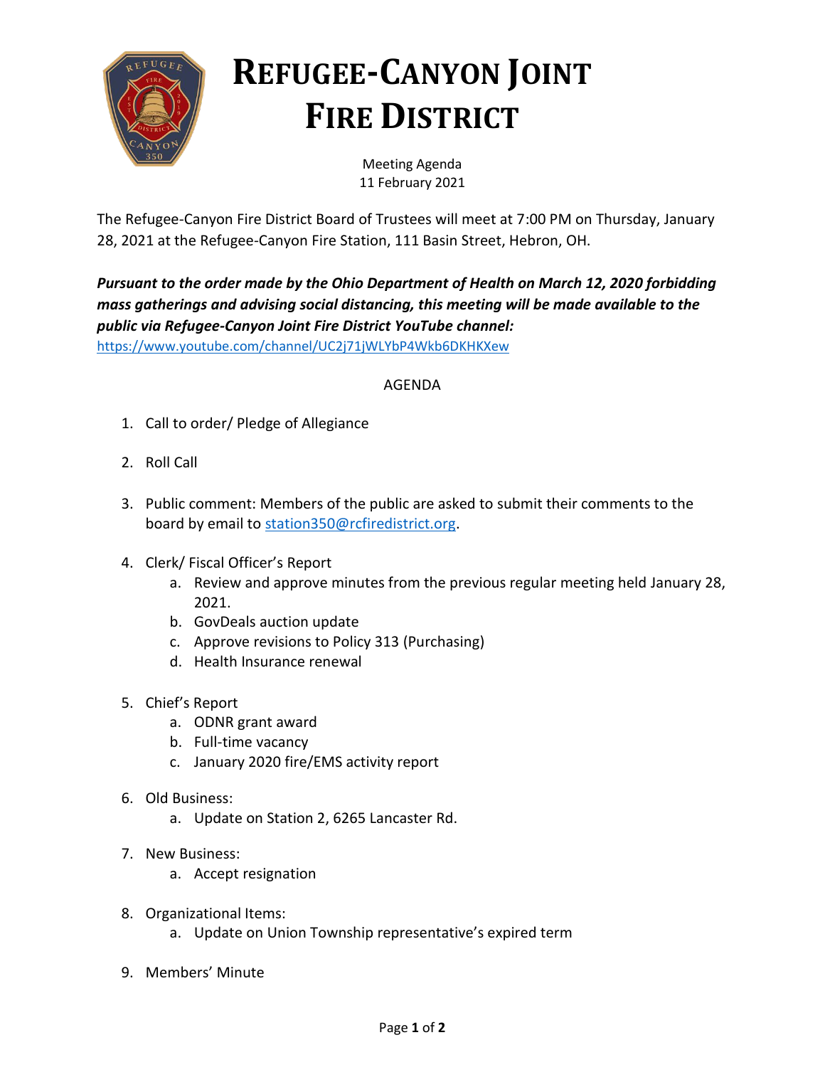# REFUGEE-CANYON JOINT FIRE DISTRICT

Meeting Agenda
11 February 2021

The Refugee-Canyon Fire District Board of Trustees will meet at 7:00 PM on Thursday, January 28, 2021 at the Refugee-Canyon Fire Station, 111 Basin Street, Hebron, OH.

***Pursuant to the order made by the Ohio Department of Health on March 12, 2020 forbidding mass gatherings and advising social distancing, this meeting will be made available to the public via Refugee-Canyon Joint Fire District YouTube channel:***
https://www.youtube.com/channel/UC2j71jWLYbP4Wkb6DKHKXew

AGENDA

1. Call to order/ Pledge of Allegiance

2. Roll Call

3. Public comment: Members of the public are asked to submit their comments to the board by email to station350@rcfiredistrict.org.

4. Clerk/ Fiscal Officer's Report
   a. Review and approve minutes from the previous regular meeting held January 28, 2021.
   b. GovDeals auction update
   c. Approve revisions to Policy 313 (Purchasing)
   d. Health Insurance renewal

5. Chief's Report
   a. ODNR grant award
   b. Full-time vacancy
   c. January 2020 fire/EMS activity report

6. Old Business:
   a. Update on Station 2, 6265 Lancaster Rd.

7. New Business:
   a. Accept resignation

8. Organizational Items:
   a. Update on Union Township representative's expired term

9. Members' Minute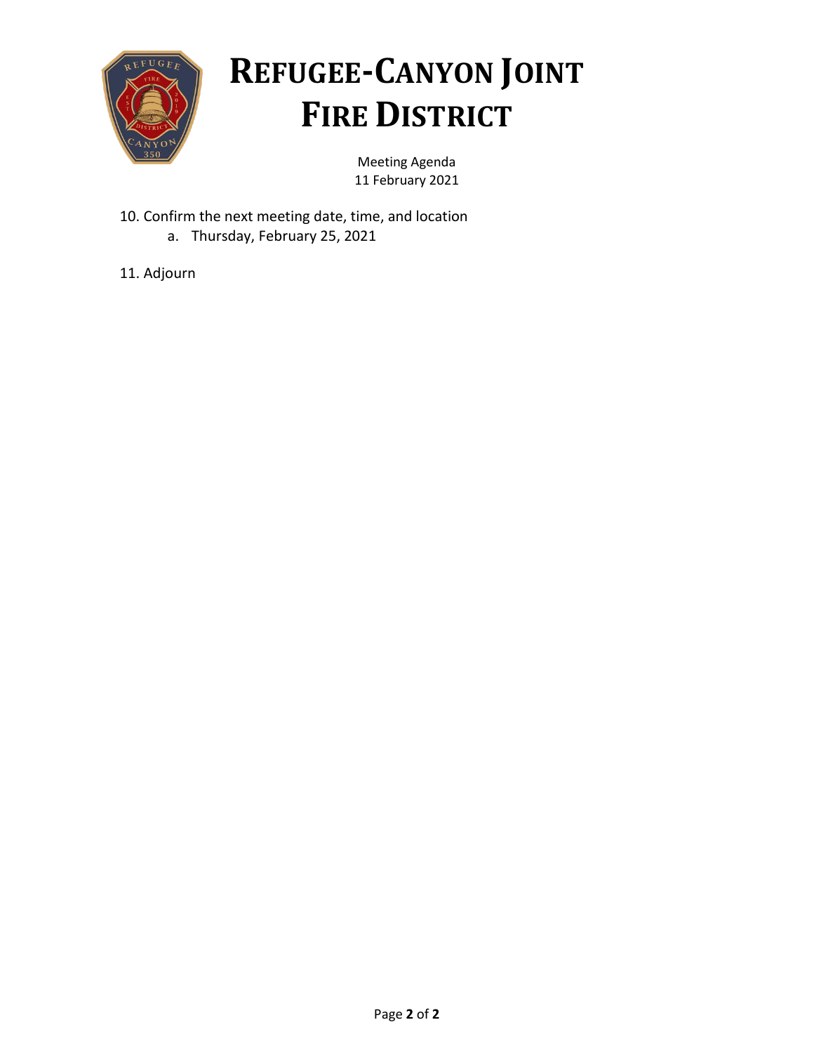# REFUGEE-CANYON JOINT FIRE DISTRICT

Meeting Agenda
11 February 2021

10. Confirm the next meeting date, time, and location
    a. Thursday, February 25, 2021

11. Adjourn